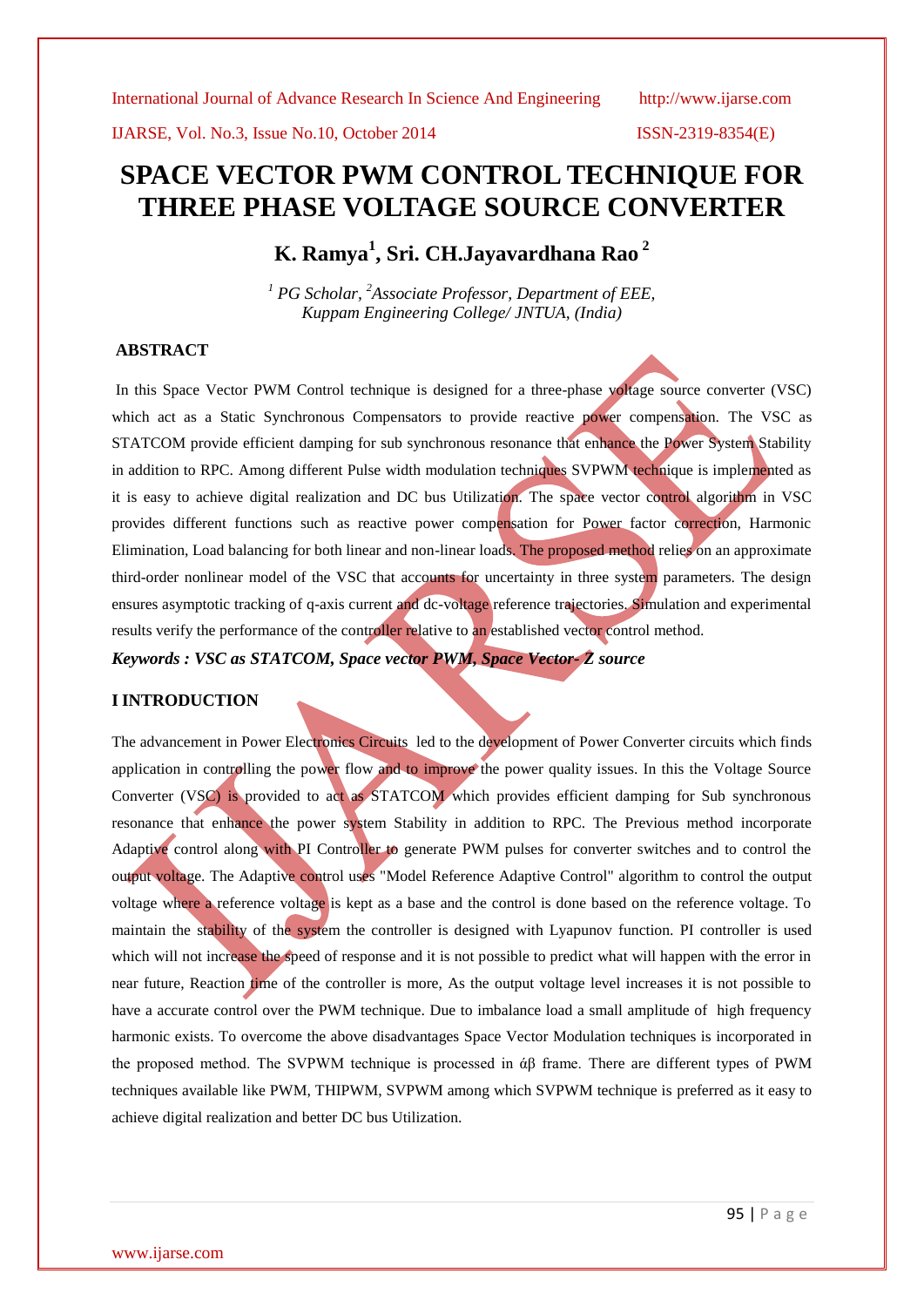# SPACE VECTOR PWM CONTROL TECHNIQUE FOR THREE PHASE VOLTAGE SOURCE CONVERTER

**K. Ramya[1], Sri. CH.Jayavardhana Rao[2]**

*[1] PG Scholar, [2]Associate Professor, Department of EEE, Kuppam Engineering College/ JNTUA, (India)*

## ABSTRACT

In this Space Vector PWM Control technique is designed for a three-phase voltage source converter (VSC) which act as a Static Synchronous Compensators to provide reactive power compensation. The VSC as STATCOM provide efficient damping for sub synchronous resonance that enhance the Power System Stability in addition to RPC. Among different Pulse width modulation techniques SVPWM technique is implemented as it is easy to achieve digital realization and DC bus Utilization. The space vector control algorithm in VSC provides different functions such as reactive power compensation for Power factor correction, Harmonic Elimination, Load balancing for both linear and non-linear loads. The proposed method relies on an approximate third-order nonlinear model of the VSC that accounts for uncertainty in three system parameters. The design ensures asymptotic tracking of q-axis current and dc-voltage reference trajectories. Simulation and experimental results verify the performance of the controller relative to an established vector control method.

***Keywords : VSC as STATCOM, Space vector PWM, Space Vector- Z source***

## I INTRODUCTION

The advancement in Power Electronics Circuits led to the development of Power Converter circuits which finds application in controlling the power flow and to improve the power quality issues. In this the Voltage Source Converter (VSC) is provided to act as STATCOM which provides efficient damping for Sub synchronous resonance that enhance the power system Stability in addition to RPC. The Previous method incorporate Adaptive control along with PI Controller to generate PWM pulses for converter switches and to control the output voltage. The Adaptive control uses "Model Reference Adaptive Control" algorithm to control the output voltage where a reference voltage is kept as a base and the control is done based on the reference voltage. To maintain the stability of the system the controller is designed with Lyapunov function. PI controller is used which will not increase the speed of response and it is not possible to predict what will happen with the error in near future, Reaction time of the controller is more, As the output voltage level increases it is not possible to have a accurate control over the PWM technique. Due to imbalance load a small amplitude of high frequency harmonic exists. To overcome the above disadvantages Space Vector Modulation techniques is incorporated in the proposed method. The SVPWM technique is processed in άβ frame. There are different types of PWM techniques available like PWM, THIPWM, SVPWM among which SVPWM technique is preferred as it easy to achieve digital realization and better DC bus Utilization.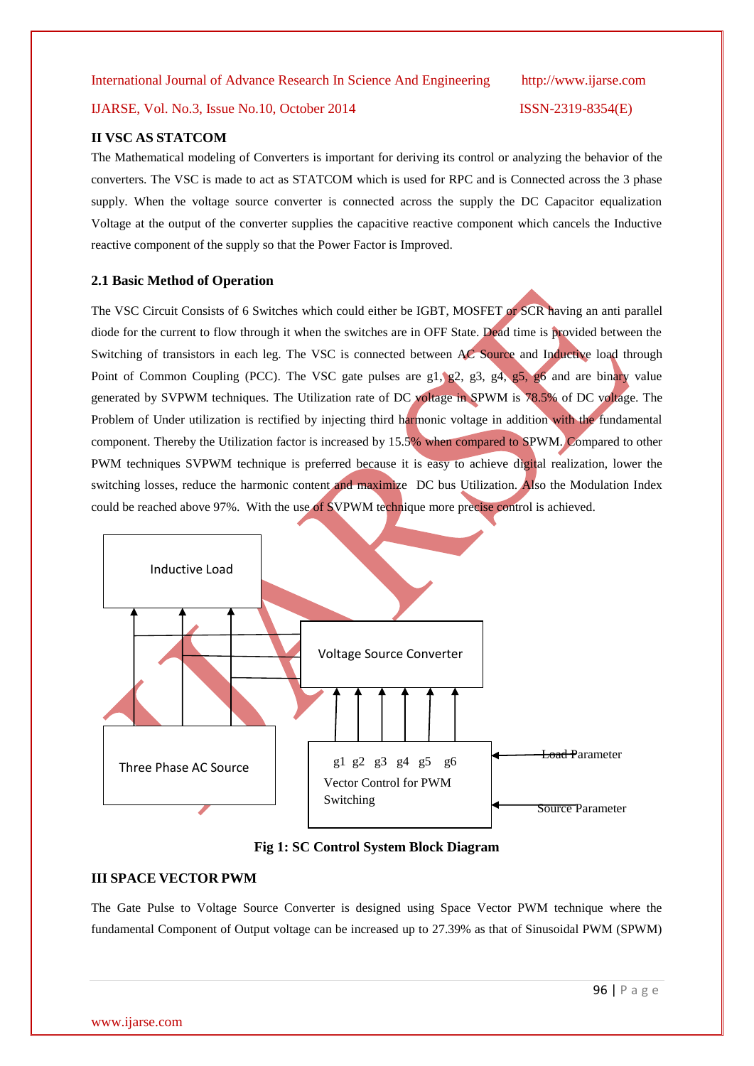## II VSC AS STATCOM

The Mathematical modeling of Converters is important for deriving its control or analyzing the behavior of the converters. The VSC is made to act as STATCOM which is used for RPC and is Connected across the 3 phase supply. When the voltage source converter is connected across the supply the DC Capacitor equalization Voltage at the output of the converter supplies the capacitive reactive component which cancels the Inductive reactive component of the supply so that the Power Factor is Improved.

### 2.1 Basic Method of Operation

The VSC Circuit Consists of 6 Switches which could either be IGBT, MOSFET or SCR having an anti parallel diode for the current to flow through it when the switches are in OFF State. Dead time is provided between the Switching of transistors in each leg. The VSC is connected between AC Source and Inductive load through Point of Common Coupling (PCC). The VSC gate pulses are g1, g2, g3, g4, g5, g6 and are binary value generated by SVPWM techniques. The Utilization rate of DC voltage in SPWM is 78.5% of DC voltage. The Problem of Under utilization is rectified by injecting third harmonic voltage in addition with the fundamental component. Thereby the Utilization factor is increased by 15.5% when compared to SPWM. Compared to other PWM techniques SVPWM technique is preferred because it is easy to achieve digital realization, lower the switching losses, reduce the harmonic content and maximize DC bus Utilization. Also the Modulation Index could be reached above 97%. With the use of SVPWM technique more precise control is achieved.

Inductive Load

Voltage Source Converter

Three Phase AC Source

g1 g2 g3 g4 g5 g6
Vector Control for PWM Switching

Load Parameter

Source Parameter

**Fig 1: SC Control System Block Diagram**

## III SPACE VECTOR PWM

The Gate Pulse to Voltage Source Converter is designed using Space Vector PWM technique where the fundamental Component of Output voltage can be increased up to 27.39% as that of Sinusoidal PWM (SPWM)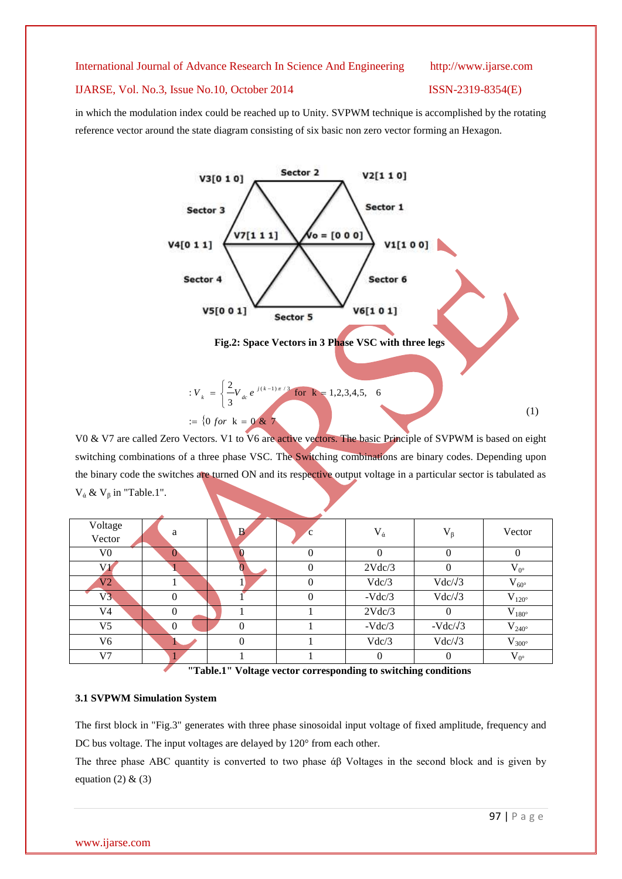in which the modulation index could be reached up to Unity. SVPWM technique is accomplished by the rotating reference vector around the state diagram consisting of six basic non zero vector forming an Hexagon.

V3[0 1 0] Sector 2 V2[1 1 0]

Sector 3 Sector 1

V4[0 1 1] V7[1 1 1] Vo = [0 0 0] V1[1 0 0]

Sector 4 Sector 6

V5[0 0 1] Sector 5 V6[1 0 1]

**Fig.2: Space Vectors in 3 Phase VSC with three legs**

$$:V_k = \begin{cases} \frac{2}{3} V_{dc} e^{j(k-1)\pi/3} \text{ for } k = 1,2,3,4,5, \quad 6 \\ 0 \; for \; k = 0 \; \& \; 7 \end{cases} \tag{1}$$

V0 & V7 are called Zero Vectors. V1 to V6 are active vectors. The basic Principle of SVPWM is based on eight switching combinations of a three phase VSC. The Switching combinations are binary codes. Depending upon the binary code the switches are turned ON and its respective output voltage in a particular sector is tabulated as $V_{ά}$ & $V_{\beta}$ in "Table.1".

| Voltage Vector | a | B | c | $V_{ά}$ | $V_{\beta}$ | Vector |
|---|---|---|---|---|---|---|
| V0 | 0 | 0 | 0 | 0 | 0 | 0 |
| V1 | 1 | 0 | 0 | 2Vdc/3 | 0 | $V_{0°}$ |
| V2 | 1 | 1 | 0 | Vdc/3 | Vdc/√3 | $V_{60°}$ |
| V3 | 0 | 1 | 0 | -Vdc/3 | Vdc/√3 | $V_{120°}$ |
| V4 | 0 | 1 | 1 | 2Vdc/3 | 0 | $V_{180°}$ |
| V5 | 0 | 0 | 1 | -Vdc/3 | -Vdc/√3 | $V_{240°}$ |
| V6 | 1 | 0 | 1 | Vdc/3 | Vdc/√3 | $V_{300°}$ |
| V7 | 1 | 1 | 1 | 0 | 0 | $V_{0°}$ |

**"Table.1" Voltage vector corresponding to switching conditions**

### 3.1 SVPWM Simulation System

The first block in "Fig.3" generates with three phase sinosoidal input voltage of fixed amplitude, frequency and DC bus voltage. The input voltages are delayed by 120° from each other.

The three phase ABC quantity is converted to two phase άβ Voltages in the second block and is given by equation (2) & (3)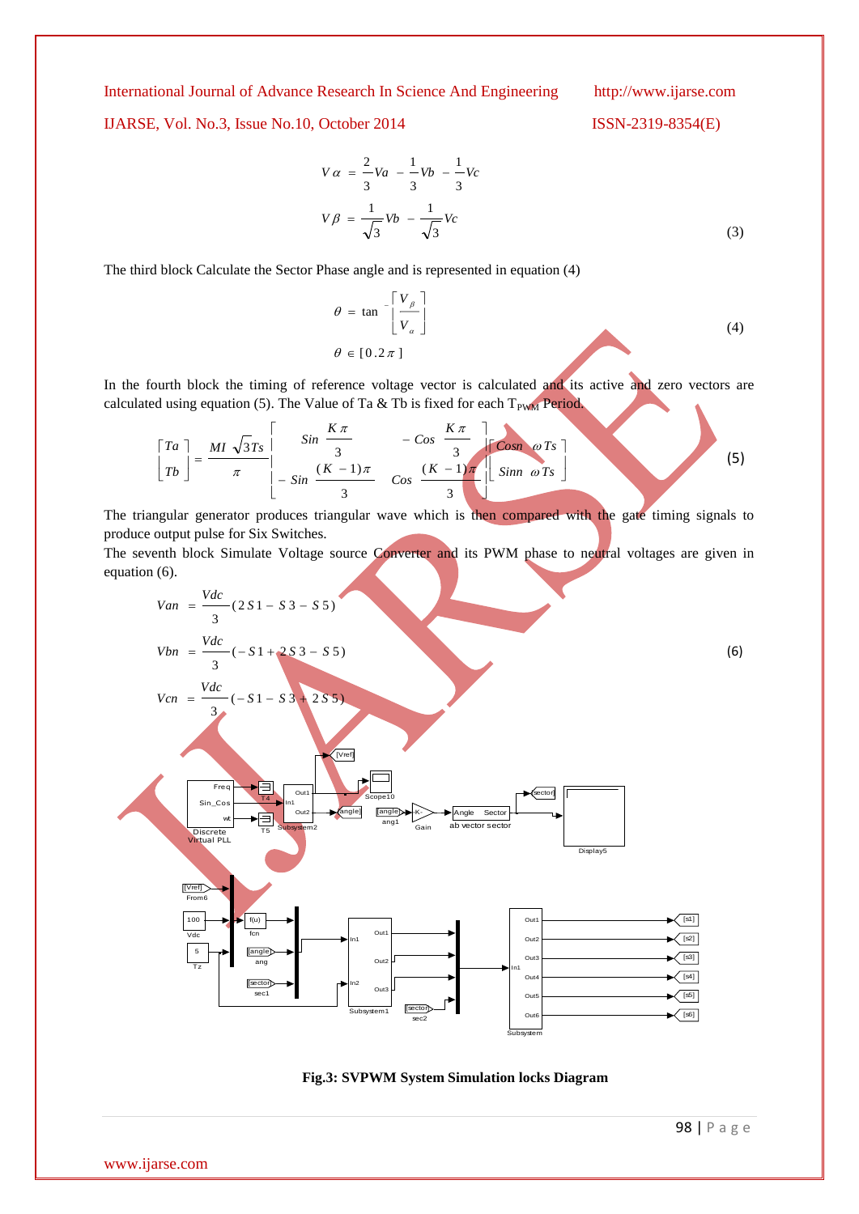$$V\alpha = \frac{2}{3}Va - \frac{1}{3}Vb - \frac{1}{3}Vc$$

$$V\beta = \frac{1}{\sqrt{3}}Vb - \frac{1}{\sqrt{3}}Vc \tag{3}$$

The third block Calculate the Sector Phase angle and is represented in equation (4)

$$\theta = \tan^{-}\left[\frac{V_\beta}{V_\alpha}\right]$$

$$\theta \in [0.2\pi] \tag{4}$$

In the fourth block the timing of reference voltage vector is calculated and its active and zero vectors are calculated using equation (5). The Value of Ta & Tb is fixed for each $T_{PWM}$ Period.

$$\begin{bmatrix} Ta \\ Tb \end{bmatrix} = \frac{MI\sqrt{3}Ts}{\pi}\begin{bmatrix} Sin\frac{K\pi}{3} & -Cos\frac{K\pi}{3} \\ -Sin\frac{(K-1)\pi}{3} & Cos\frac{(K-1)\pi}{3} \end{bmatrix}\begin{bmatrix} Cosn\ \omega Ts \\ Sinn\ \omega Ts \end{bmatrix} \tag{5}$$

The triangular generator produces triangular wave which is then compared with the gate timing signals to produce output pulse for Six Switches.

The seventh block Simulate Voltage source Converter and its PWM phase to neutral voltages are given in equation (6).

$$Van = \frac{Vdc}{3}(2S1 - S3 - S5)$$

$$Vbn = \frac{Vdc}{3}(-S1 + 2S3 - S5) \tag{6}$$

$$Vcn = \frac{Vdc}{3}(-S1 - S3 + 2S5)$$

**Fig.3: SVPWM System Simulation locks Diagram**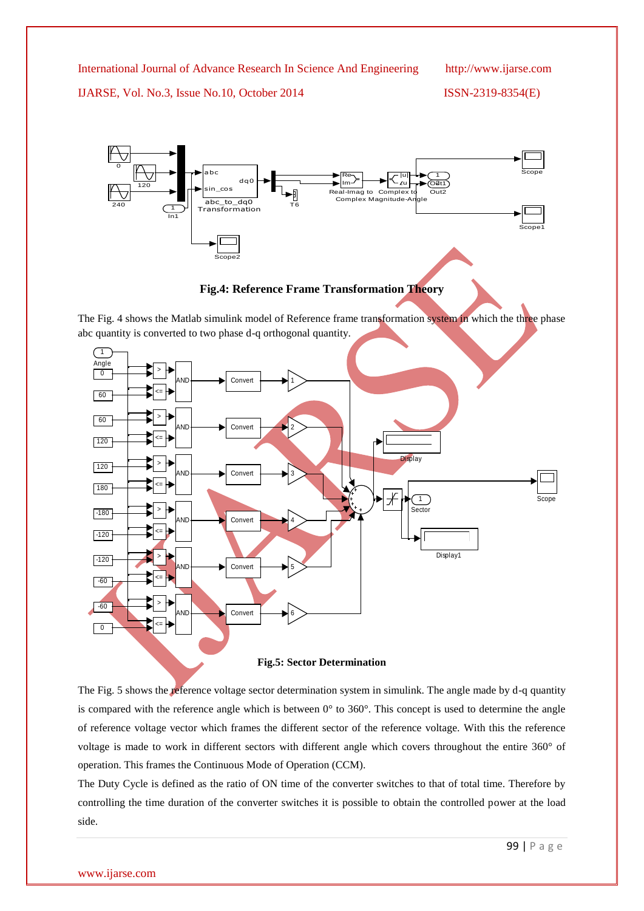**Fig.4: Reference Frame Transformation Theory**

The Fig. 4 shows the Matlab simulink model of Reference frame transformation system in which the three phase abc quantity is converted to two phase d-q orthogonal quantity.

**Fig.5: Sector Determination**

The Fig. 5 shows the reference voltage sector determination system in simulink. The angle made by d-q quantity is compared with the reference angle which is between 0° to 360°. This concept is used to determine the angle of reference voltage vector which frames the different sector of the reference voltage. With this the reference voltage is made to work in different sectors with different angle which covers throughout the entire 360° of operation. This frames the Continuous Mode of Operation (CCM).

The Duty Cycle is defined as the ratio of ON time of the converter switches to that of total time. Therefore by controlling the time duration of the converter switches it is possible to obtain the controlled power at the load side.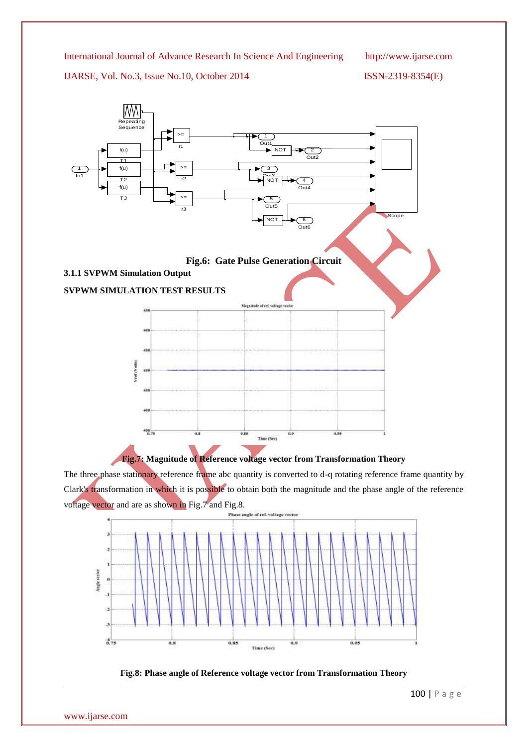Fig.6: Gate Pulse Generation Circuit

### 3.1.1 SVPWM Simulation Output

**SVPWM SIMULATION TEST RESULTS**

Fig.7: Magnitude of Reference voltage vector from Transformation Theory

The three phase stationary reference frame abc quantity is converted to d-q rotating reference frame quantity by Clark's transformation in which it is possible to obtain both the magnitude and the phase angle of the reference voltage vector and are as shown in Fig.7 and Fig.8.

Fig.8: Phase angle of Reference voltage vector from Transformation Theory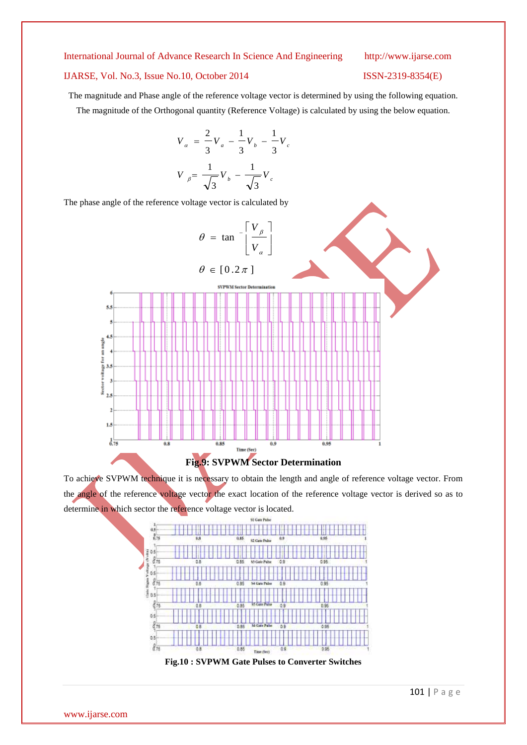The magnitude and Phase angle of the reference voltage vector is determined by using the following equation. The magnitude of the Orthogonal quantity (Reference Voltage) is calculated by using the below equation.

$$V_{\alpha} = \frac{2}{3}V_a - \frac{1}{3}V_b - \frac{1}{3}V_c$$

$$V_{\beta} = \frac{1}{\sqrt{3}}V_b - \frac{1}{\sqrt{3}}V_c$$

The phase angle of the reference voltage vector is calculated by

$$\theta = \tan^{-1}\left[\frac{V_{\beta}}{V_{\alpha}}\right]$$

$$\theta \in [0.2\pi]$$

**Fig.9: SVPWM Sector Determination**

To achieve SVPWM technique it is necessary to obtain the length and angle of reference voltage vector. From the angle of the reference voltage vector the exact location of the reference voltage vector is derived so as to determine in which sector the reference voltage vector is located.

**Fig.10 : SVPWM Gate Pulses to Converter Switches**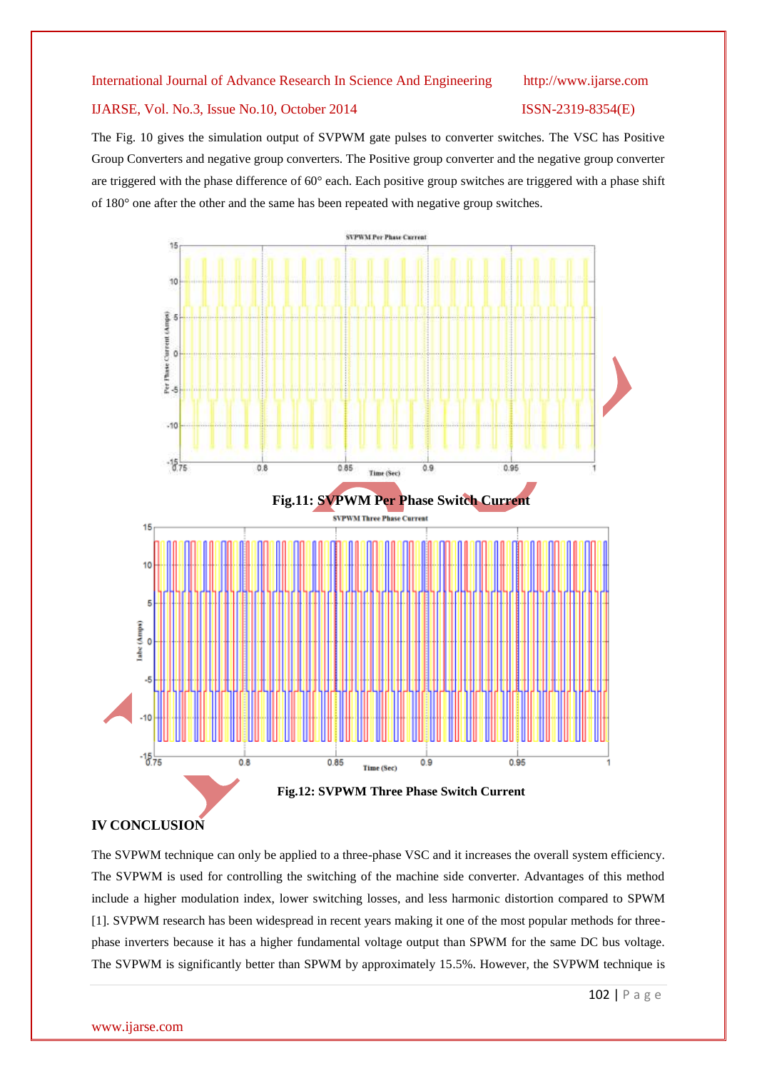The Fig. 10 gives the simulation output of SVPWM gate pulses to converter switches. The VSC has Positive Group Converters and negative group converters. The Positive group converter and the negative group converter are triggered with the phase difference of 60° each. Each positive group switches are triggered with a phase shift of 180° one after the other and the same has been repeated with negative group switches.

**Fig.11: SVPWM Per Phase Switch Current**

**Fig.12: SVPWM Three Phase Switch Current**

## IV CONCLUSION

The SVPWM technique can only be applied to a three-phase VSC and it increases the overall system efficiency. The SVPWM is used for controlling the switching of the machine side converter. Advantages of this method include a higher modulation index, lower switching losses, and less harmonic distortion compared to SPWM [1]. SVPWM research has been widespread in recent years making it one of the most popular methods for three-phase inverters because it has a higher fundamental voltage output than SPWM for the same DC bus voltage. The SVPWM is significantly better than SPWM by approximately 15.5%. However, the SVPWM technique is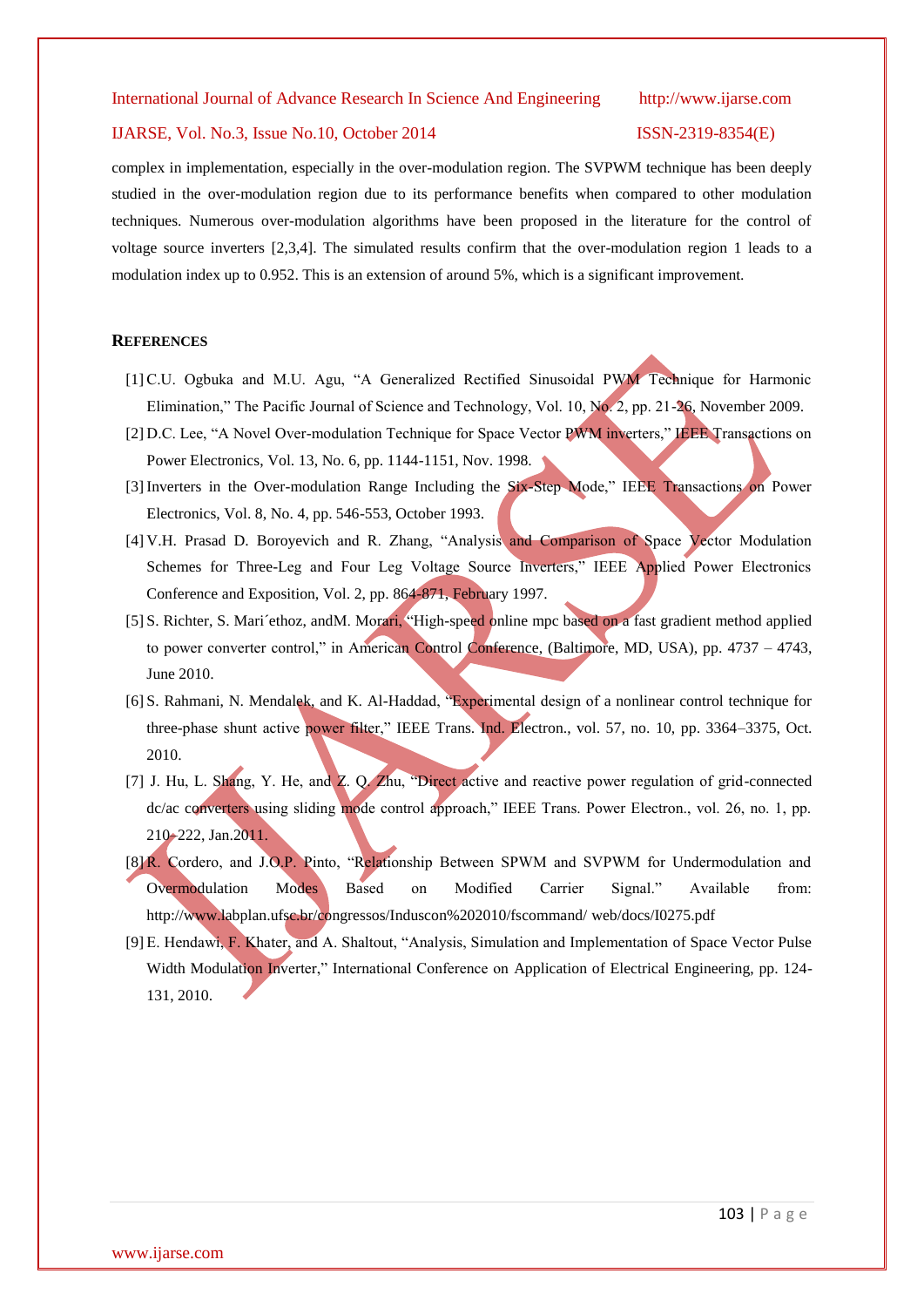complex in implementation, especially in the over-modulation region. The SVPWM technique has been deeply studied in the over-modulation region due to its performance benefits when compared to other modulation techniques. Numerous over-modulation algorithms have been proposed in the literature for the control of voltage source inverters [2,3,4]. The simulated results confirm that the over-modulation region 1 leads to a modulation index up to 0.952. This is an extension of around 5%, which is a significant improvement.

## REFERENCES

[1] C.U. Ogbuka and M.U. Agu, “A Generalized Rectified Sinusoidal PWM Technique for Harmonic Elimination,” The Pacific Journal of Science and Technology, Vol. 10, No. 2, pp. 21-26, November 2009.

[2] D.C. Lee, “A Novel Over-modulation Technique for Space Vector PWM inverters,” IEEE Transactions on Power Electronics, Vol. 13, No. 6, pp. 1144-1151, Nov. 1998.

[3] Inverters in the Over-modulation Range Including the Six-Step Mode,” IEEE Transactions on Power Electronics, Vol. 8, No. 4, pp. 546-553, October 1993.

[4] V.H. Prasad D. Boroyevich and R. Zhang, “Analysis and Comparison of Space Vector Modulation Schemes for Three-Leg and Four Leg Voltage Source Inverters,” IEEE Applied Power Electronics Conference and Exposition, Vol. 2, pp. 864-871, February 1997.

[5] S. Richter, S. Mari´ethoz, andM. Morari, “High-speed online mpc based on a fast gradient method applied to power converter control,” in American Control Conference, (Baltimore, MD, USA), pp. 4737 – 4743, June 2010.

[6] S. Rahmani, N. Mendalek, and K. Al-Haddad, “Experimental design of a nonlinear control technique for three-phase shunt active power filter,” IEEE Trans. Ind. Electron., vol. 57, no. 10, pp. 3364–3375, Oct. 2010.

[7] J. Hu, L. Shang, Y. He, and Z. Q. Zhu, “Direct active and reactive power regulation of grid-connected dc/ac converters using sliding mode control approach,” IEEE Trans. Power Electron., vol. 26, no. 1, pp. 210–222, Jan.2011.

[8] R. Cordero, and J.O.P. Pinto, “Relationship Between SPWM and SVPWM for Undermodulation and Overmodulation Modes Based on Modified Carrier Signal.” Available from: http://www.labplan.ufsc.br/congressos/Induscon%202010/fscommand/ web/docs/I0275.pdf

[9] E. Hendawi, F. Khater, and A. Shaltout, “Analysis, Simulation and Implementation of Space Vector Pulse Width Modulation Inverter,” International Conference on Application of Electrical Engineering, pp. 124-131, 2010.